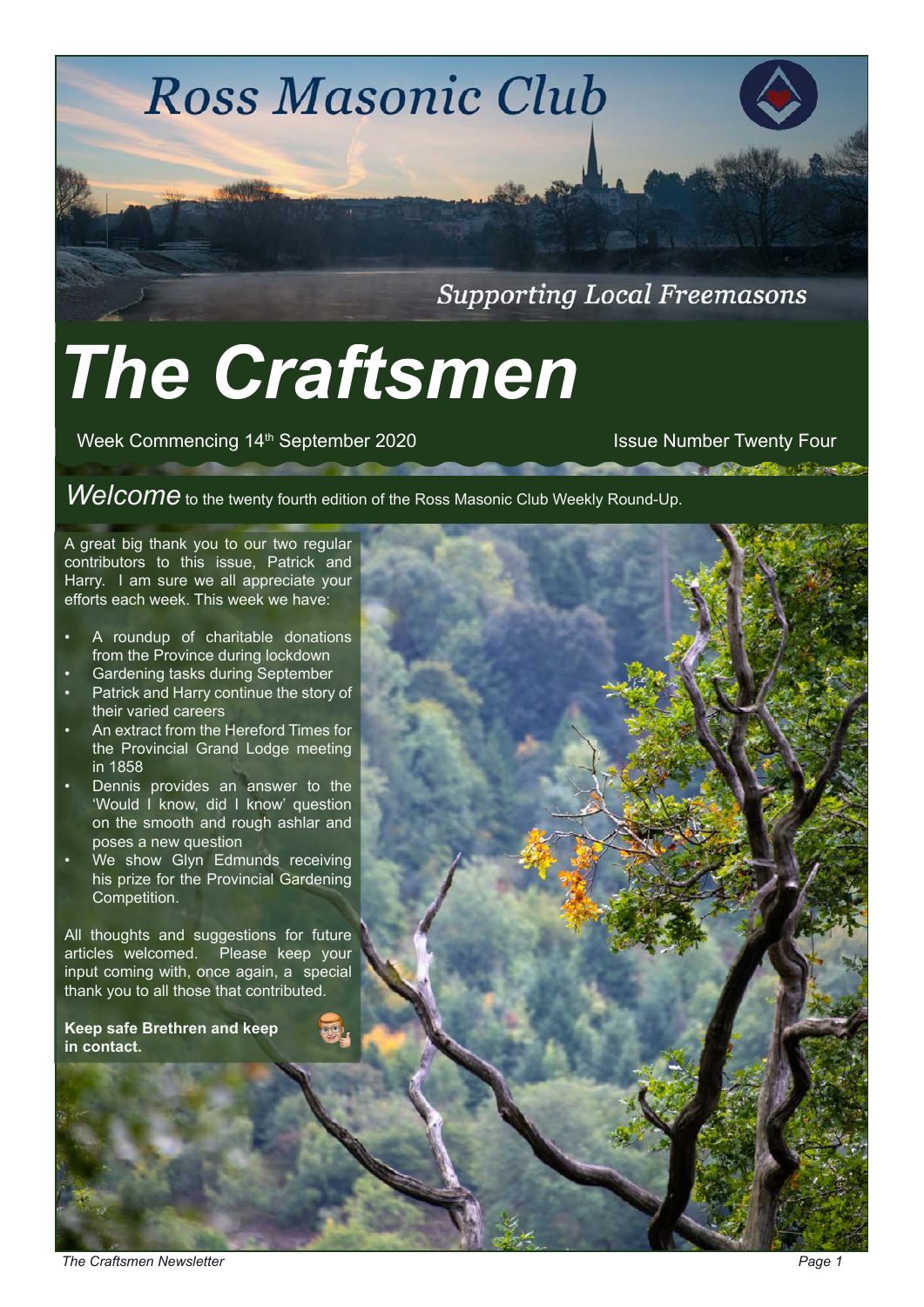# Ross Masonic Club

*Supporting Local Freemasons*

# *The Craftsmen*

Week Commencing 14th September 2020

Issue Number Twenty Four

*Welcome* to the twenty fourth edition of the Ross Masonic Club Weekly Round-Up.

A great big thank you to our two regular contributors to this issue, Patrick and Harry. I am sure we all appreciate your efforts each week. This week we have:

- A roundup of charitable donations from the Province during lockdown
- Gardening tasks during September
- Patrick and Harry continue the story of their varied careers
- An extract from the Hereford Times for the Provincial Grand Lodge meeting in 1858
- Dennis provides an answer to the 'Would I know, did I know' question on the smooth and rough ashlar and poses a new question
- We show Glyn Edmunds receiving his prize for the Provincial Gardening Competition.

All thoughts and suggestions for future articles welcomed. Please keep your input coming with, once again, a special thank you to all those that contributed.

**Keep safe Brethren and keep in contact.**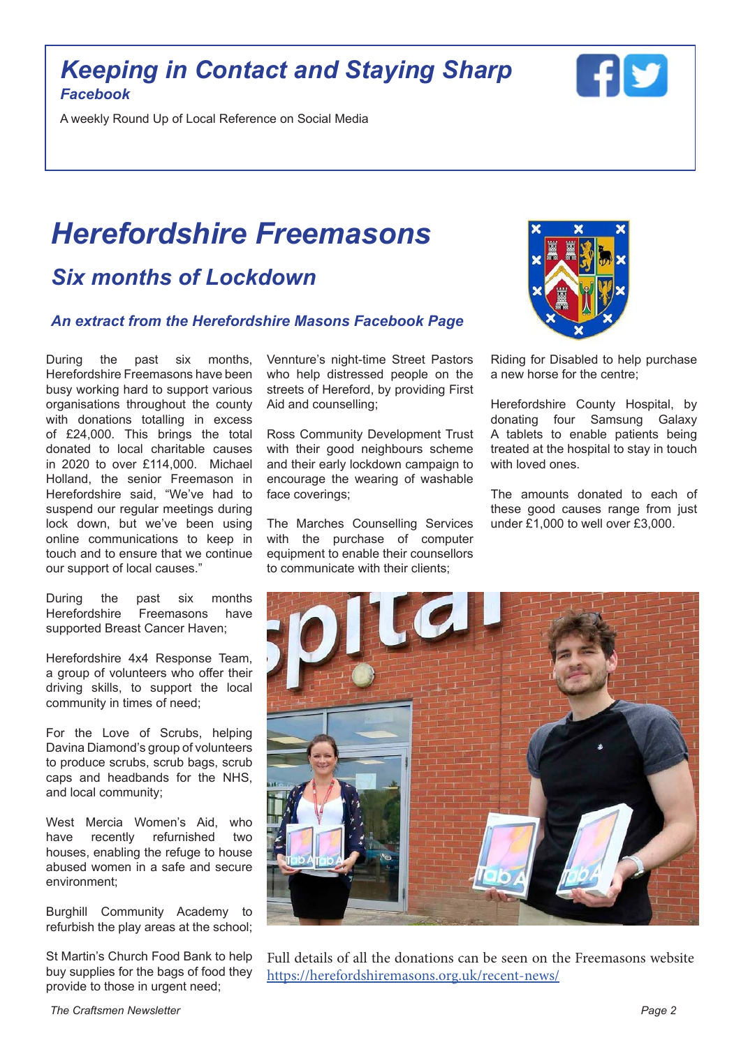## *Keeping in Contact and Staying Sharp*

### *Facebook*

A weekly Round Up of Local Reference on Social Media

# *Herefordshire Freemasons*

## *Six months of Lockdown*

### *An extract from the Herefordshire Masons Facebook Page*

During the past six months, Herefordshire Freemasons have been busy working hard to support various organisations throughout the county with donations totalling in excess of £24,000. This brings the total donated to local charitable causes in 2020 to over £114,000. Michael Holland, the senior Freemason in Herefordshire said, "We've had to suspend our regular meetings during lock down, but we've been using online communications to keep in touch and to ensure that we continue our support of local causes."

During the past six months Herefordshire Freemasons have supported Breast Cancer Haven;

Herefordshire 4x4 Response Team, a group of volunteers who offer their driving skills, to support the local community in times of need;

For the Love of Scrubs, helping Davina Diamond's group of volunteers to produce scrubs, scrub bags, scrub caps and headbands for the NHS, and local community;

West Mercia Women's Aid, who have recently refurbished two houses, enabling the refuge to house abused women in a safe and secure environment;

Burghill Community Academy to refurbish the play areas at the school;

St Martin's Church Food Bank to help buy supplies for the bags of food they provide to those in urgent need;

Vennture's night-time Street Pastors who help distressed people on the streets of Hereford, by providing First Aid and counselling;

Ross Community Development Trust with their good neighbours scheme and their early lockdown campaign to encourage the wearing of washable face coverings;

The Marches Counselling Services with the purchase of computer equipment to enable their counsellors to communicate with their clients;

Riding for Disabled to help purchase a new horse for the centre;

Herefordshire County Hospital, by donating four Samsung Galaxy A tablets to enable patients being treated at the hospital to stay in touch with loved ones.

The amounts donated to each of these good causes range from just under £1,000 to well over £3,000.

Full details of all the donations can be seen on the Freemasons website https://herefordshiremasons.org.uk/recent-news/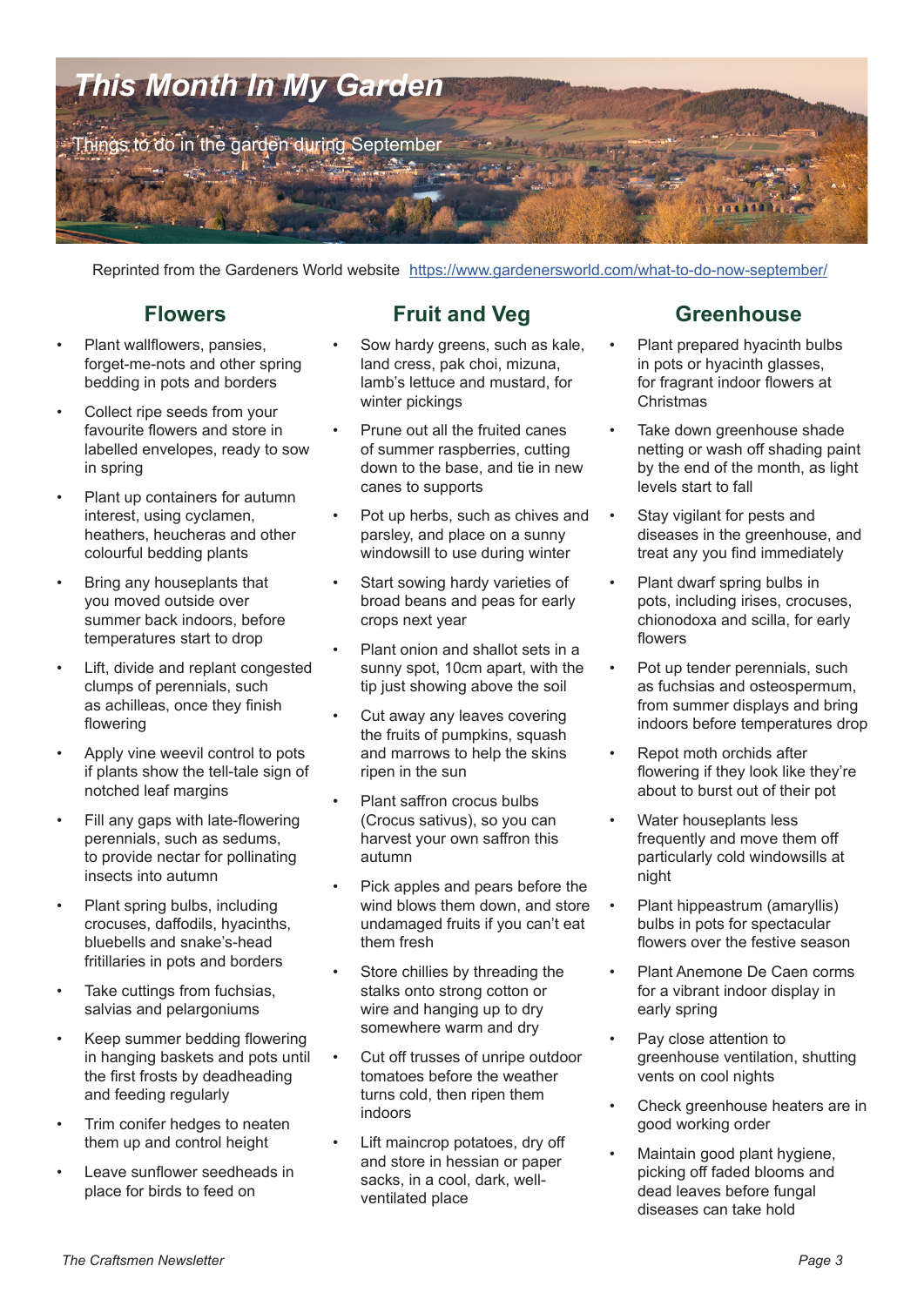# This Month In My Garden

Things to do in the garden during September

Reprinted from the Gardeners World website https://www.gardenersworld.com/what-to-do-now-september/

## Flowers

- Plant wallflowers, pansies, forget-me-nots and other spring bedding in pots and borders
- Collect ripe seeds from your favourite flowers and store in labelled envelopes, ready to sow in spring
- Plant up containers for autumn interest, using cyclamen, heathers, heucheras and other colourful bedding plants
- Bring any houseplants that you moved outside over summer back indoors, before temperatures start to drop
- Lift, divide and replant congested clumps of perennials, such as achilleas, once they finish flowering
- Apply vine weevil control to pots if plants show the tell-tale sign of notched leaf margins
- Fill any gaps with late-flowering perennials, such as sedums, to provide nectar for pollinating insects into autumn
- Plant spring bulbs, including crocuses, daffodils, hyacinths, bluebells and snake's-head fritillaries in pots and borders
- Take cuttings from fuchsias, salvias and pelargoniums
- Keep summer bedding flowering in hanging baskets and pots until the first frosts by deadheading and feeding regularly
- Trim conifer hedges to neaten them up and control height
- Leave sunflower seedheads in place for birds to feed on

## Fruit and Veg

- Sow hardy greens, such as kale, land cress, pak choi, mizuna, lamb's lettuce and mustard, for winter pickings
- Prune out all the fruited canes of summer raspberries, cutting down to the base, and tie in new canes to supports
- Pot up herbs, such as chives and parsley, and place on a sunny windowsill to use during winter
- Start sowing hardy varieties of broad beans and peas for early crops next year
- Plant onion and shallot sets in a sunny spot, 10cm apart, with the tip just showing above the soil
- Cut away any leaves covering the fruits of pumpkins, squash and marrows to help the skins ripen in the sun
- Plant saffron crocus bulbs (Crocus sativus), so you can harvest your own saffron this autumn
- Pick apples and pears before the wind blows them down, and store undamaged fruits if you can't eat them fresh
- Store chillies by threading the stalks onto strong cotton or wire and hanging up to dry somewhere warm and dry
- Cut off trusses of unripe outdoor tomatoes before the weather turns cold, then ripen them indoors
- Lift maincrop potatoes, dry off and store in hessian or paper sacks, in a cool, dark, well-ventilated place

## Greenhouse

- Plant prepared hyacinth bulbs in pots or hyacinth glasses, for fragrant indoor flowers at Christmas
- Take down greenhouse shade netting or wash off shading paint by the end of the month, as light levels start to fall
- Stay vigilant for pests and diseases in the greenhouse, and treat any you find immediately
- Plant dwarf spring bulbs in pots, including irises, crocuses, chionodoxa and scilla, for early flowers
- Pot up tender perennials, such as fuchsias and osteospermum, from summer displays and bring indoors before temperatures drop
- Repot moth orchids after flowering if they look like they're about to burst out of their pot
- Water houseplants less frequently and move them off particularly cold windowsills at night
- Plant hippeastrum (amaryllis) bulbs in pots for spectacular flowers over the festive season
- Plant Anemone De Caen corms for a vibrant indoor display in early spring
- Pay close attention to greenhouse ventilation, shutting vents on cool nights
- Check greenhouse heaters are in good working order
- Maintain good plant hygiene, picking off faded blooms and dead leaves before fungal diseases can take hold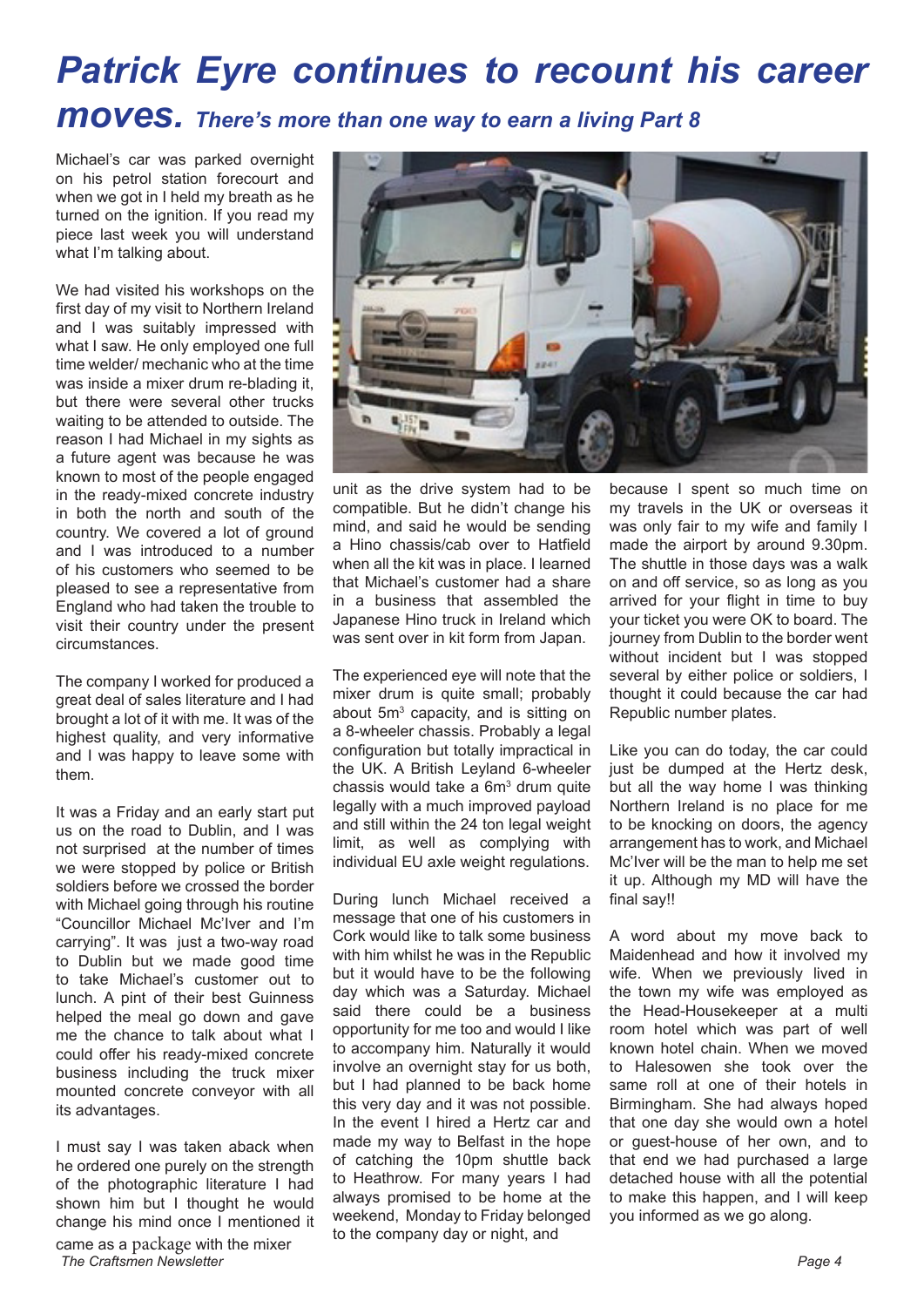# Patrick Eyre continues to recount his career moves. *There's more than one way to earn a living Part 8*

Michael's car was parked overnight on his petrol station forecourt and when we got in I held my breath as he turned on the ignition. If you read my piece last week you will understand what I'm talking about.

We had visited his workshops on the first day of my visit to Northern Ireland and I was suitably impressed with what I saw. He only employed one full time welder/ mechanic who at the time was inside a mixer drum re-blading it, but there were several other trucks waiting to be attended to outside. The reason I had Michael in my sights as a future agent was because he was known to most of the people engaged in the ready-mixed concrete industry in both the north and south of the country. We covered a lot of ground and I was introduced to a number of his customers who seemed to be pleased to see a representative from England who had taken the trouble to visit their country under the present circumstances.

The company I worked for produced a great deal of sales literature and I had brought a lot of it with me. It was of the highest quality, and very informative and I was happy to leave some with them.

It was a Friday and an early start put us on the road to Dublin, and I was not surprised at the number of times we were stopped by police or British soldiers before we crossed the border with Michael going through his routine "Councillor Michael Mc'Iver and I'm carrying". It was just a two-way road to Dublin but we made good time to take Michael's customer out to lunch. A pint of their best Guinness helped the meal go down and gave me the chance to talk about what I could offer his ready-mixed concrete business including the truck mixer mounted concrete conveyor with all its advantages.

I must say I was taken aback when he ordered one purely on the strength of the photographic literature I had shown him but I thought he would change his mind once I mentioned it came as a package with the mixer unit as the drive system had to be compatible. But he didn't change his mind, and said he would be sending a Hino chassis/cab over to Hatfield when all the kit was in place. I learned that Michael's customer had a share in a business that assembled the Japanese Hino truck in Ireland which was sent over in kit form from Japan.

The experienced eye will note that the mixer drum is quite small; probably about 5m$^3$ capacity, and is sitting on a 8-wheeler chassis. Probably a legal configuration but totally impractical in the UK. A British Leyland 6-wheeler chassis would take a 6m$^3$ drum quite legally with a much improved payload and still within the 24 ton legal weight limit, as well as complying with individual EU axle weight regulations.

During lunch Michael received a message that one of his customers in Cork would like to talk some business with him whilst he was in the Republic but it would have to be the following day which was a Saturday. Michael said there could be a business opportunity for me too and would I like to accompany him. Naturally it would involve an overnight stay for us both, but I had planned to be back home this very day and it was not possible. In the event I hired a Hertz car and made my way to Belfast in the hope of catching the 10pm shuttle back to Heathrow. For many years I had always promised to be home at the weekend, Monday to Friday belonged to the company day or night, and because I spent so much time on my travels in the UK or overseas it was only fair to my wife and family I made the airport by around 9.30pm. The shuttle in those days was a walk on and off service, so as long as you arrived for your flight in time to buy your ticket you were OK to board. The journey from Dublin to the border went without incident but I was stopped several by either police or soldiers, I thought it could because the car had Republic number plates.

Like you can do today, the car could just be dumped at the Hertz desk, but all the way home I was thinking Northern Ireland is no place for me to be knocking on doors, the agency arrangement has to work, and Michael Mc'Iver will be the man to help me set it up. Although my MD will have the final say!!

A word about my move back to Maidenhead and how it involved my wife. When we previously lived in the town my wife was employed as the Head-Housekeeper at a multi room hotel which was part of well known hotel chain. When we moved to Halesowen she took over the same roll at one of their hotels in Birmingham. She had always hoped that one day she would own a hotel or guest-house of her own, and to that end we had purchased a large detached house with all the potential to make this happen, and I will keep you informed as we go along.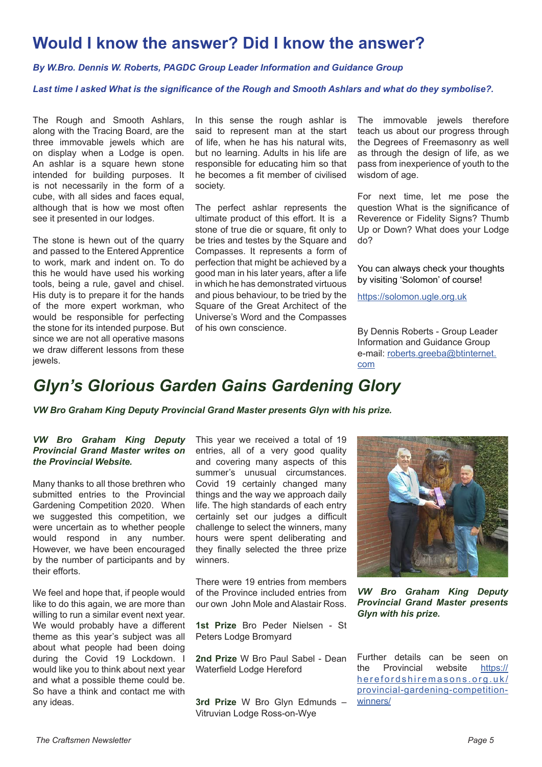# Would I know the answer? Did I know the answer?

***By W.Bro. Dennis W. Roberts, PAGDC Group Leader Information and Guidance Group***

***Last time I asked What is the significance of the Rough and Smooth Ashlars and what do they symbolise?.***

The Rough and Smooth Ashlars, along with the Tracing Board, are the three immovable jewels which are on display when a Lodge is open. An ashlar is a square hewn stone intended for building purposes. It is not necessarily in the form of a cube, with all sides and faces equal, although that is how we most often see it presented in our lodges.

The stone is hewn out of the quarry and passed to the Entered Apprentice to work, mark and indent on. To do this he would have used his working tools, being a rule, gavel and chisel. His duty is to prepare it for the hands of the more expert workman, who would be responsible for perfecting the stone for its intended purpose. But since we are not all operative masons we draw different lessons from these jewels.

In this sense the rough ashlar is said to represent man at the start of life, when he has his natural wits, but no learning. Adults in his life are responsible for educating him so that he becomes a fit member of civilised society.

The perfect ashlar represents the ultimate product of this effort. It is a stone of true die or square, fit only to be tries and testes by the Square and Compasses. It represents a form of perfection that might be achieved by a good man in his later years, after a life in which he has demonstrated virtuous and pious behaviour, to be tried by the Square of the Great Architect of the Universe's Word and the Compasses of his own conscience.

The immovable jewels therefore teach us about our progress through the Degrees of Freemasonry as well as through the design of life, as we pass from inexperience of youth to the wisdom of age.

For next time, let me pose the question What is the significance of Reverence or Fidelity Signs? Thumb Up or Down? What does your Lodge do?

You can always check your thoughts by visiting 'Solomon' of course!

https://solomon.ugle.org.uk

By Dennis Roberts - Group Leader Information and Guidance Group
e-mail: roberts.greeba@btinternet.com

# *Glyn's Glorious Garden Gains Gardening Glory*

***VW Bro Graham King Deputy Provincial Grand Master presents Glyn with his prize.***

***VW Bro Graham King Deputy Provincial Grand Master writes on the Provincial Website.***

Many thanks to all those brethren who submitted entries to the Provincial Gardening Competition 2020. When we suggested this competition, we were uncertain as to whether people would respond in any number. However, we have been encouraged by the number of participants and by their efforts.

We feel and hope that, if people would like to do this again, we are more than willing to run a similar event next year. We would probably have a different theme as this year's subject was all about what people had been doing during the Covid 19 Lockdown. I would like you to think about next year and what a possible theme could be. So have a think and contact me with any ideas.

This year we received a total of 19 entries, all of a very good quality and covering many aspects of this summer's unusual circumstances. Covid 19 certainly changed many things and the way we approach daily life. The high standards of each entry certainly set our judges a difficult challenge to select the winners, many hours were spent deliberating and they finally selected the three prize winners.

There were 19 entries from members of the Province included entries from our own John Mole and Alastair Ross.

**1st Prize** Bro Peder Nielsen - St Peters Lodge Bromyard

**2nd Prize** W Bro Paul Sabel - Dean Waterfield Lodge Hereford

**3rd Prize** W Bro Glyn Edmunds – Vitruvian Lodge Ross-on-Wye

***VW Bro Graham King Deputy Provincial Grand Master presents Glyn with his prize.***

Further details can be seen on the Provincial website https://herefordshiremasons.org.uk/provincial-gardening-competition-winners/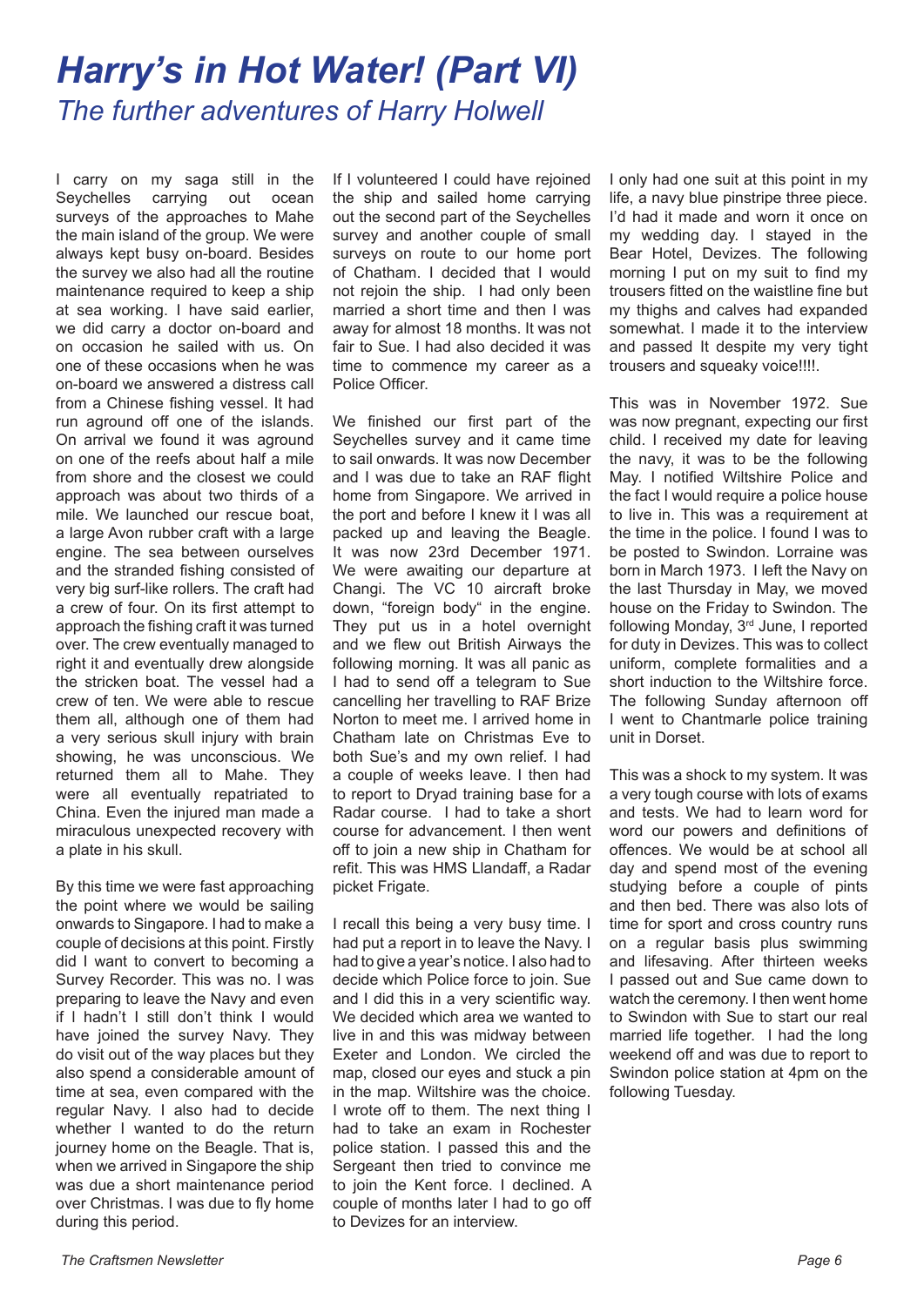# *Harry's in Hot Water! (Part VI)*

## *The further adventures of Harry Holwell*

I carry on my saga still in the Seychelles carrying out ocean surveys of the approaches to Mahe the main island of the group. We were always kept busy on-board. Besides the survey we also had all the routine maintenance required to keep a ship at sea working. I have said earlier, we did carry a doctor on-board and on occasion he sailed with us. On one of these occasions when he was on-board we answered a distress call from a Chinese fishing vessel. It had run aground off one of the islands. On arrival we found it was aground on one of the reefs about half a mile from shore and the closest we could approach was about two thirds of a mile. We launched our rescue boat, a large Avon rubber craft with a large engine. The sea between ourselves and the stranded fishing consisted of very big surf-like rollers. The craft had a crew of four. On its first attempt to approach the fishing craft it was turned over. The crew eventually managed to right it and eventually drew alongside the stricken boat. The vessel had a crew of ten. We were able to rescue them all, although one of them had a very serious skull injury with brain showing, he was unconscious. We returned them all to Mahe. They were all eventually repatriated to China. Even the injured man made a miraculous unexpected recovery with a plate in his skull.

By this time we were fast approaching the point where we would be sailing onwards to Singapore. I had to make a couple of decisions at this point. Firstly did I want to convert to becoming a Survey Recorder. This was no. I was preparing to leave the Navy and even if I hadn't I still don't think I would have joined the survey Navy. They do visit out of the way places but they also spend a considerable amount of time at sea, even compared with the regular Navy. I also had to decide whether I wanted to do the return journey home on the Beagle. That is, when we arrived in Singapore the ship was due a short maintenance period over Christmas. I was due to fly home during this period.

If I volunteered I could have rejoined the ship and sailed home carrying out the second part of the Seychelles survey and another couple of small surveys on route to our home port of Chatham. I decided that I would not rejoin the ship. I had only been married a short time and then I was away for almost 18 months. It was not fair to Sue. I had also decided it was time to commence my career as a Police Officer.

We finished our first part of the Seychelles survey and it came time to sail onwards. It was now December and I was due to take an RAF flight home from Singapore. We arrived in the port and before I knew it I was all packed up and leaving the Beagle. It was now 23rd December 1971. We were awaiting our departure at Changi. The VC 10 aircraft broke down, "foreign body" in the engine. They put us in a hotel overnight and we flew out British Airways the following morning. It was all panic as I had to send off a telegram to Sue cancelling her travelling to RAF Brize Norton to meet me. I arrived home in Chatham late on Christmas Eve to both Sue's and my own relief. I had a couple of weeks leave. I then had to report to Dryad training base for a Radar course. I had to take a short course for advancement. I then went off to join a new ship in Chatham for refit. This was HMS Llandaff, a Radar picket Frigate.

I recall this being a very busy time. I had put a report in to leave the Navy. I had to give a year's notice. I also had to decide which Police force to join. Sue and I did this in a very scientific way. We decided which area we wanted to live in and this was midway between Exeter and London. We circled the map, closed our eyes and stuck a pin in the map. Wiltshire was the choice. I wrote off to them. The next thing I had to take an exam in Rochester police station. I passed this and the Sergeant then tried to convince me to join the Kent force. I declined. A couple of months later I had to go off to Devizes for an interview.

I only had one suit at this point in my life, a navy blue pinstripe three piece. I'd had it made and worn it once on my wedding day. I stayed in the Bear Hotel, Devizes. The following morning I put on my suit to find my trousers fitted on the waistline fine but my thighs and calves had expanded somewhat. I made it to the interview and passed It despite my very tight trousers and squeaky voice!!!!.

This was in November 1972. Sue was now pregnant, expecting our first child. I received my date for leaving the navy, it was to be the following May. I notified Wiltshire Police and the fact I would require a police house to live in. This was a requirement at the time in the police. I found I was to be posted to Swindon. Lorraine was born in March 1973. I left the Navy on the last Thursday in May, we moved house on the Friday to Swindon. The following Monday, 3rd June, I reported for duty in Devizes. This was to collect uniform, complete formalities and a short induction to the Wiltshire force. The following Sunday afternoon off I went to Chantmarle police training unit in Dorset.

This was a shock to my system. It was a very tough course with lots of exams and tests. We had to learn word for word our powers and definitions of offences. We would be at school all day and spend most of the evening studying before a couple of pints and then bed. There was also lots of time for sport and cross country runs on a regular basis plus swimming and lifesaving. After thirteen weeks I passed out and Sue came down to watch the ceremony. I then went home to Swindon with Sue to start our real married life together. I had the long weekend off and was due to report to Swindon police station at 4pm on the following Tuesday.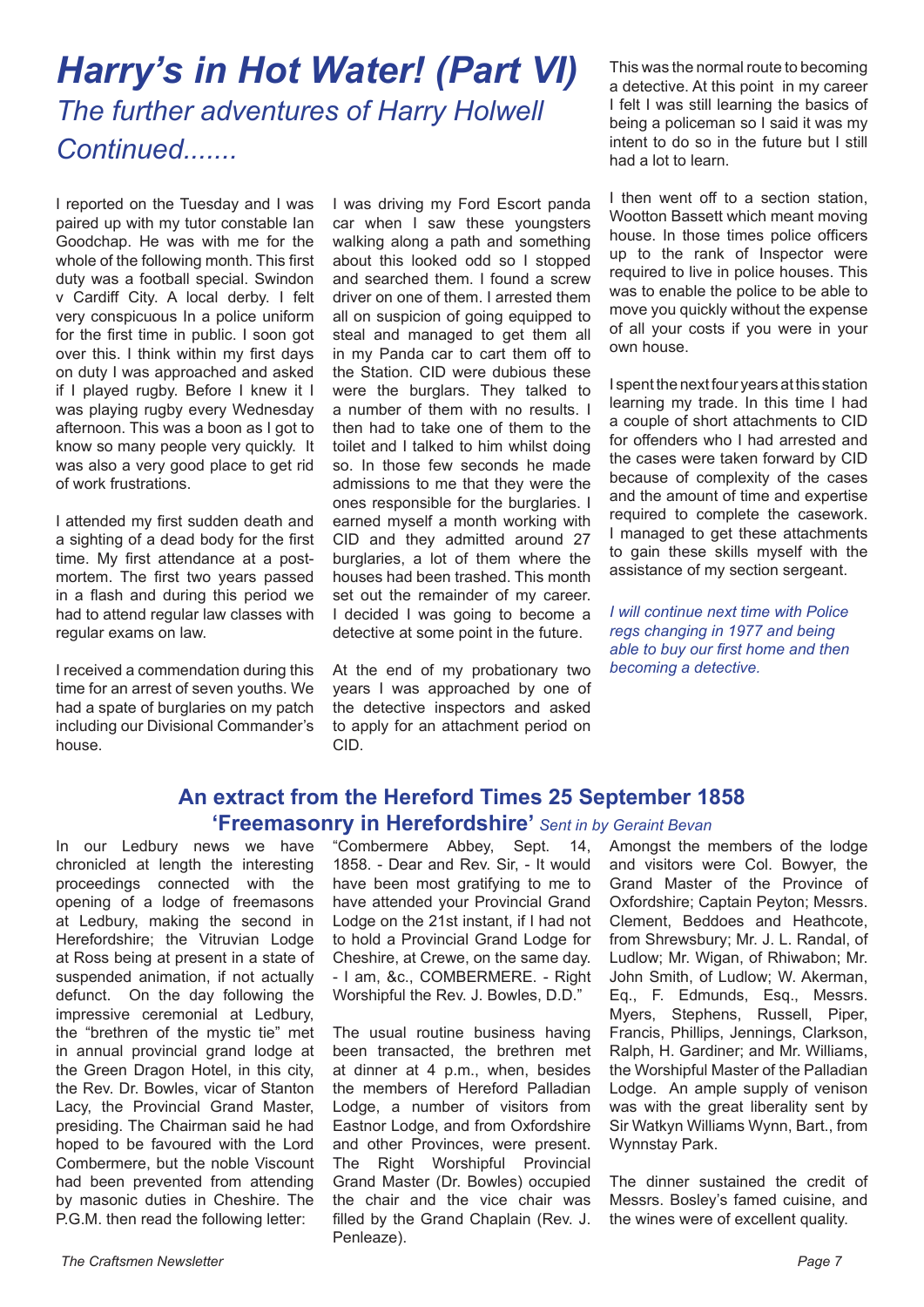# Harry's in Hot Water! (Part VI)

## *The further adventures of Harry Holwell Continued.......*

I reported on the Tuesday and I was paired up with my tutor constable Ian Goodchap. He was with me for the whole of the following month. This first duty was a football special. Swindon v Cardiff City. A local derby. I felt very conspicuous In a police uniform for the first time in public. I soon got over this. I think within my first days on duty I was approached and asked if I played rugby. Before I knew it I was playing rugby every Wednesday afternoon. This was a boon as I got to know so many people very quickly. It was also a very good place to get rid of work frustrations.

I attended my first sudden death and a sighting of a dead body for the first time. My first attendance at a post-mortem. The first two years passed in a flash and during this period we had to attend regular law classes with regular exams on law.

I received a commendation during this time for an arrest of seven youths. We had a spate of burglaries on my patch including our Divisional Commander's house.

I was driving my Ford Escort panda car when I saw these youngsters walking along a path and something about this looked odd so I stopped and searched them. I found a screw driver on one of them. I arrested them all on suspicion of going equipped to steal and managed to get them all in my Panda car to cart them off to the Station. CID were dubious these were the burglars. They talked to a number of them with no results. I then had to take one of them to the toilet and I talked to him whilst doing so. In those few seconds he made admissions to me that they were the ones responsible for the burglaries. I earned myself a month working with CID and they admitted around 27 burglaries, a lot of them where the houses had been trashed. This month set out the remainder of my career. I decided I was going to become a detective at some point in the future.

At the end of my probationary two years I was approached by one of the detective inspectors and asked to apply for an attachment period on CID.

This was the normal route to becoming a detective. At this point in my career I felt I was still learning the basics of being a policeman so I said it was my intent to do so in the future but I still had a lot to learn.

I then went off to a section station, Wootton Bassett which meant moving house. In those times police officers up to the rank of Inspector were required to live in police houses. This was to enable the police to be able to move you quickly without the expense of all your costs if you were in your own house.

I spent the next four years at this station learning my trade. In this time I had a couple of short attachments to CID for offenders who I had arrested and the cases were taken forward by CID because of complexity of the cases and the amount of time and expertise required to complete the casework. I managed to get these attachments to gain these skills myself with the assistance of my section sergeant.

*I will continue next time with Police regs changing in 1977 and being able to buy our first home and then becoming a detective.*

## An extract from the Hereford Times 25 September 1858
## 'Freemasonry in Herefordshire' *Sent in by Geraint Bevan*

In our Ledbury news we have chronicled at length the interesting proceedings connected with the opening of a lodge of freemasons at Ledbury, making the second in Herefordshire; the Vitruvian Lodge at Ross being at present in a state of suspended animation, if not actually defunct. On the day following the impressive ceremonial at Ledbury, the "brethren of the mystic tie" met in annual provincial grand lodge at the Green Dragon Hotel, in this city, the Rev. Dr. Bowles, vicar of Stanton Lacy, the Provincial Grand Master, presiding. The Chairman said he had hoped to be favoured with the Lord Combermere, but the noble Viscount had been prevented from attending by masonic duties in Cheshire. The P.G.M. then read the following letter:

"Combermere Abbey, Sept. 14, 1858. - Dear and Rev. Sir, - It would have been most gratifying to me to have attended your Provincial Grand Lodge on the 21st instant, if I had not to hold a Provincial Grand Lodge for Cheshire, at Crewe, on the same day. - I am, &c., COMBERMERE. - Right Worshipful the Rev. J. Bowles, D.D."

The usual routine business having been transacted, the brethren met at dinner at 4 p.m., when, besides the members of Hereford Palladian Lodge, a number of visitors from Eastnor Lodge, and from Oxfordshire and other Provinces, were present. The Right Worshipful Provincial Grand Master (Dr. Bowles) occupied the chair and the vice chair was filled by the Grand Chaplain (Rev. J. Penleaze).

Amongst the members of the lodge and visitors were Col. Bowyer, the Grand Master of the Province of Oxfordshire; Captain Peyton; Messrs. Clement, Beddoes and Heathcote, from Shrewsbury; Mr. J. L. Randal, of Ludlow; Mr. Wigan, of Rhiwabon; Mr. John Smith, of Ludlow; W. Akerman, Eq., F. Edmunds, Esq., Messrs. Myers, Stephens, Russell, Piper, Francis, Phillips, Jennings, Clarkson, Ralph, H. Gardiner; and Mr. Williams, the Worshipful Master of the Palladian Lodge. An ample supply of venison was with the great liberality sent by Sir Watkyn Williams Wynn, Bart., from Wynnstay Park.

The dinner sustained the credit of Messrs. Bosley's famed cuisine, and the wines were of excellent quality.